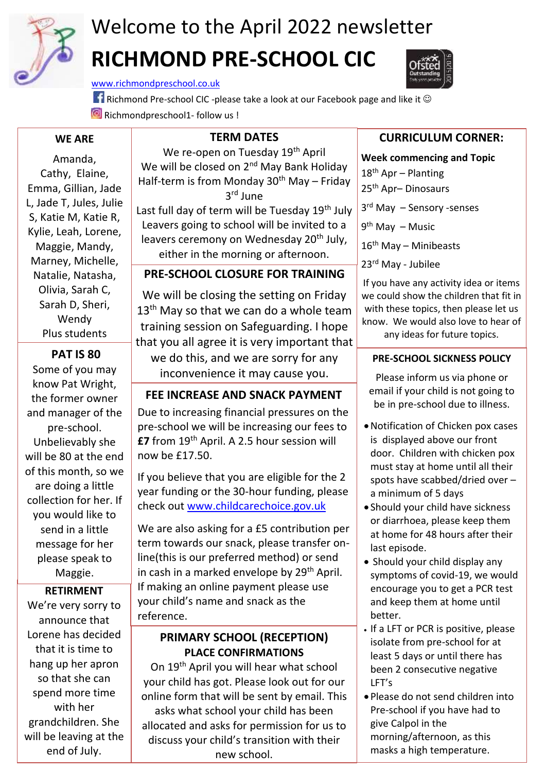# Welcome to the April 2022 newsletter

# RICHMOND PRE-SCHOOL CIC

www.richmondpreschool.co.uk

Richmond Pre-school CIC -please take a look at our Facebook page and like it ☺

Richmondpreschool1- follow us !

## WE ARE

Amanda, Cathy, Elaine, Emma, Gillian, Jade L, Jade T, Jules, Julie S, Katie M, Katie R, Kylie, Leah, Lorene, Maggie, Mandy, Marney, Michelle, Natalie, Natasha, Olivia, Sarah C, Sarah D, Sheri, Wendy

Plus students

## PAT IS 80

Some of you may know Pat Wright, the former owner and manager of the pre-school. Unbelievably she will be 80 at the end of this month, so we are doing a little collection for her. If you would like to send in a little message for her please speak to Maggie.

## RETIRMENT

We're very sorry to announce that Lorene has decided that it is time to hang up her apron so that she can spend more time with her grandchildren. She will be leaving at the end of July.

## TERM DATES

We re-open on Tuesday 19th April

We will be closed on 2nd May Bank Holiday

Half-term is from Monday 30th May – Friday 3rd June

Last full day of term will be Tuesday 19th July

Leavers going to school will be invited to a leavers ceremony on Wednesday 20th July, either in the morning or afternoon.

## PRE-SCHOOL CLOSURE FOR TRAINING

We will be closing the setting on Friday 13th May so that we can do a whole team training session on Safeguarding. I hope that you all agree it is very important that we do this, and we are sorry for any inconvenience it may cause you.

## FEE INCREASE AND SNACK PAYMENT

Due to increasing financial pressures on the pre-school we will be increasing our fees to **£7** from 19th April. A 2.5 hour session will now be £17.50.

If you believe that you are eligible for the 2 year funding or the 30-hour funding, please check out www.childcarechoice.gov.uk

We are also asking for a £5 contribution per term towards our snack, please transfer on-line(this is our preferred method) or send in cash in a marked envelope by 29th April. If making an online payment please use your child's name and snack as the reference.

## PRIMARY SCHOOL (RECEPTION) PLACE CONFIRMATIONS

On 19th April you will hear what school your child has got. Please look out for our online form that will be sent by email. This asks what school your child has been allocated and asks for permission for us to discuss your child's transition with their new school.

## CURRICULUM CORNER:

**Week commencing and Topic**

18th Apr – Planting

25th Apr– Dinosaurs

3rd May – Sensory -senses

9th May – Music

16th May – Minibeasts

23rd May - Jubilee

If you have any activity idea or items we could show the children that fit in with these topics, then please let us know. We would also love to hear of any ideas for future topics.

## PRE-SCHOOL SICKNESS POLICY

Please inform us via phone or email if your child is not going to be in pre-school due to illness.

- Notification of Chicken pox cases is displayed above our front door. Children with chicken pox must stay at home until all their spots have scabbed/dried over – a minimum of 5 days
- Should your child have sickness or diarrhoea, please keep them at home for 48 hours after their last episode.
- Should your child display any symptoms of covid-19, we would encourage you to get a PCR test and keep them at home until better.
- If a LFT or PCR is positive, please isolate from pre-school for at least 5 days or until there has been 2 consecutive negative LFT's
- Please do not send children into Pre-school if you have had to give Calpol in the morning/afternoon, as this masks a high temperature.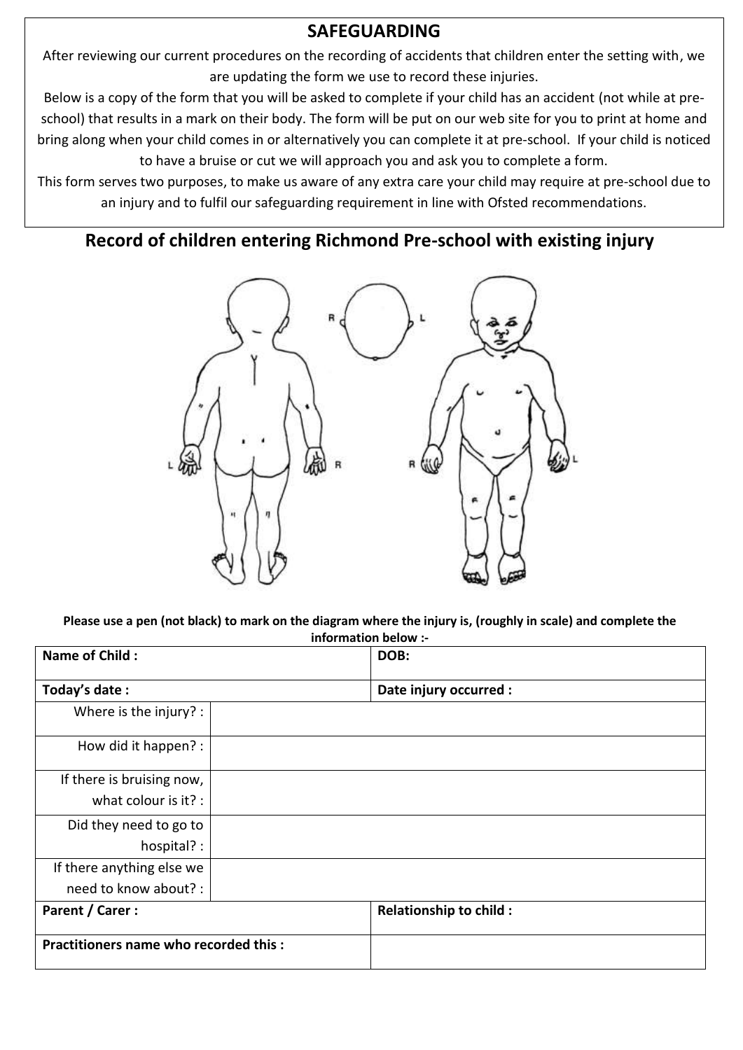## SAFEGUARDING

After reviewing our current procedures on the recording of accidents that children enter the setting with, we are updating the form we use to record these injuries.

Below is a copy of the form that you will be asked to complete if your child has an accident (not while at pre-school) that results in a mark on their body. The form will be put on our web site for you to print at home and bring along when your child comes in or alternatively you can complete it at pre-school. If your child is noticed to have a bruise or cut we will approach you and ask you to complete a form.

This form serves two purposes, to make us aware of any extra care your child may require at pre-school due to an injury and to fulfil our safeguarding requirement in line with Ofsted recommendations.

## Record of children entering Richmond Pre-school with existing injury

L R R L

R L

**Please use a pen (not black) to mark on the diagram where the injury is, (roughly in scale) and complete the information below :-**

| | | |
|---|---|---|
| **Name of Child :** | | **DOB:** |
| **Today's date :** | | **Date injury occurred :** |
| Where is the injury? : | | |
| How did it happen? : | | |
| If there is bruising now, what colour is it? : | | |
| Did they need to go to hospital? : | | |
| If there anything else we need to know about? : | | |
| **Parent / Carer :** | | **Relationship to child :** |
| **Practitioners name who recorded this :** | | |